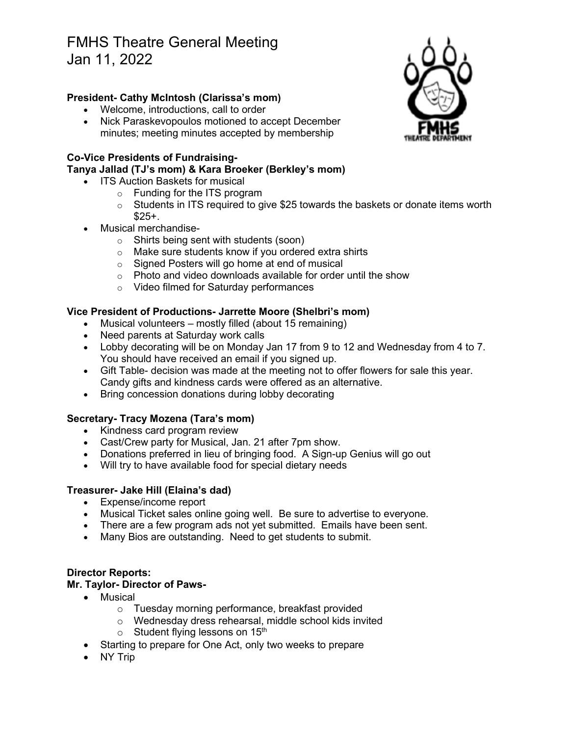# FMHS Theatre General Meeting
# Jan 11, 2022

**President- Cathy McIntosh (Clarissa's mom)**

- Welcome, introductions, call to order
- Nick Paraskevopoulos motioned to accept December minutes; meeting minutes accepted by membership

**Co-Vice Presidents of Fundraising-**
**Tanya Jallad (TJ's mom) & Kara Broeker (Berkley's mom)**

- ITS Auction Baskets for musical
  - Funding for the ITS program
  - Students in ITS required to give $25 towards the baskets or donate items worth $25+.
- Musical merchandise-
  - Shirts being sent with students (soon)
  - Make sure students know if you ordered extra shirts
  - Signed Posters will go home at end of musical
  - Photo and video downloads available for order until the show
  - Video filmed for Saturday performances

**Vice President of Productions- Jarrette Moore (Shelbri's mom)**

- Musical volunteers – mostly filled (about 15 remaining)
- Need parents at Saturday work calls
- Lobby decorating will be on Monday Jan 17 from 9 to 12 and Wednesday from 4 to 7. You should have received an email if you signed up.
- Gift Table- decision was made at the meeting not to offer flowers for sale this year. Candy gifts and kindness cards were offered as an alternative.
- Bring concession donations during lobby decorating

**Secretary- Tracy Mozena (Tara's mom)**

- Kindness card program review
- Cast/Crew party for Musical, Jan. 21 after 7pm show.
- Donations preferred in lieu of bringing food. A Sign-up Genius will go out
- Will try to have available food for special dietary needs

**Treasurer- Jake Hill (Elaina's dad)**

- Expense/income report
- Musical Ticket sales online going well. Be sure to advertise to everyone.
- There are a few program ads not yet submitted. Emails have been sent.
- Many Bios are outstanding. Need to get students to submit.

**Director Reports:**
**Mr. Taylor- Director of Paws-**

- Musical
  - Tuesday morning performance, breakfast provided
  - Wednesday dress rehearsal, middle school kids invited
  - Student flying lessons on 15th
- Starting to prepare for One Act, only two weeks to prepare
- NY Trip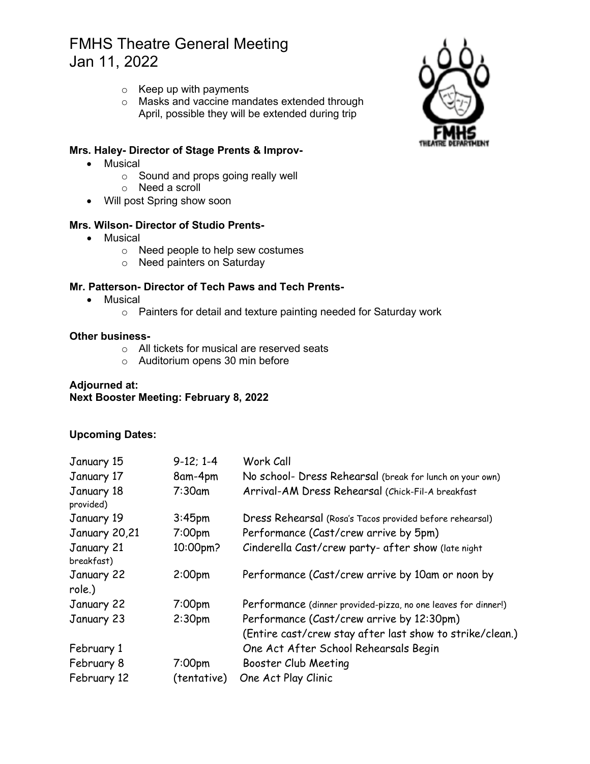# FMHS Theatre General Meeting
# Jan 11, 2022

- Keep up with payments
- Masks and vaccine mandates extended through April, possible they will be extended during trip

**Mrs. Haley- Director of Stage Prents & Improv-**

- Musical
  - Sound and props going really well
  - Need a scroll
- Will post Spring show soon

**Mrs. Wilson- Director of Studio Prents-**

- Musical
  - Need people to help sew costumes
  - Need painters on Saturday

**Mr. Patterson- Director of Tech Paws and Tech Prents-**

- Musical
  - Painters for detail and texture painting needed for Saturday work

**Other business-**

- All tickets for musical are reserved seats
- Auditorium opens 30 min before

**Adjourned at:**
**Next Booster Meeting: February 8, 2022**

**Upcoming Dates:**

| | | |
|---|---|---|
| January 15 | 9-12; 1-4 | Work Call |
| January 17 | 8am-4pm | No school- Dress Rehearsal (break for lunch on your own) |
| January 18 | 7:30am | Arrival-AM Dress Rehearsal (Chick-Fil-A breakfast provided) |
| January 19 | 3:45pm | Dress Rehearsal (Rosa's Tacos provided before rehearsal) |
| January 20,21 | 7:00pm | Performance (Cast/crew arrive by 5pm) |
| January 21 | 10:00pm? | Cinderella Cast/crew party- after show (late night breakfast) |
| January 22 | 2:00pm | Performance (Cast/crew arrive by 10am or noon by role.) |
| January 22 | 7:00pm | Performance (dinner provided-pizza, no one leaves for dinner!) |
| January 23 | 2:30pm | Performance (Cast/crew arrive by 12:30pm) (Entire cast/crew stay after last show to strike/clean.) |
| February 1 | | One Act After School Rehearsals Begin |
| February 8 | 7:00pm | Booster Club Meeting |
| February 12 | (tentative) | One Act Play Clinic |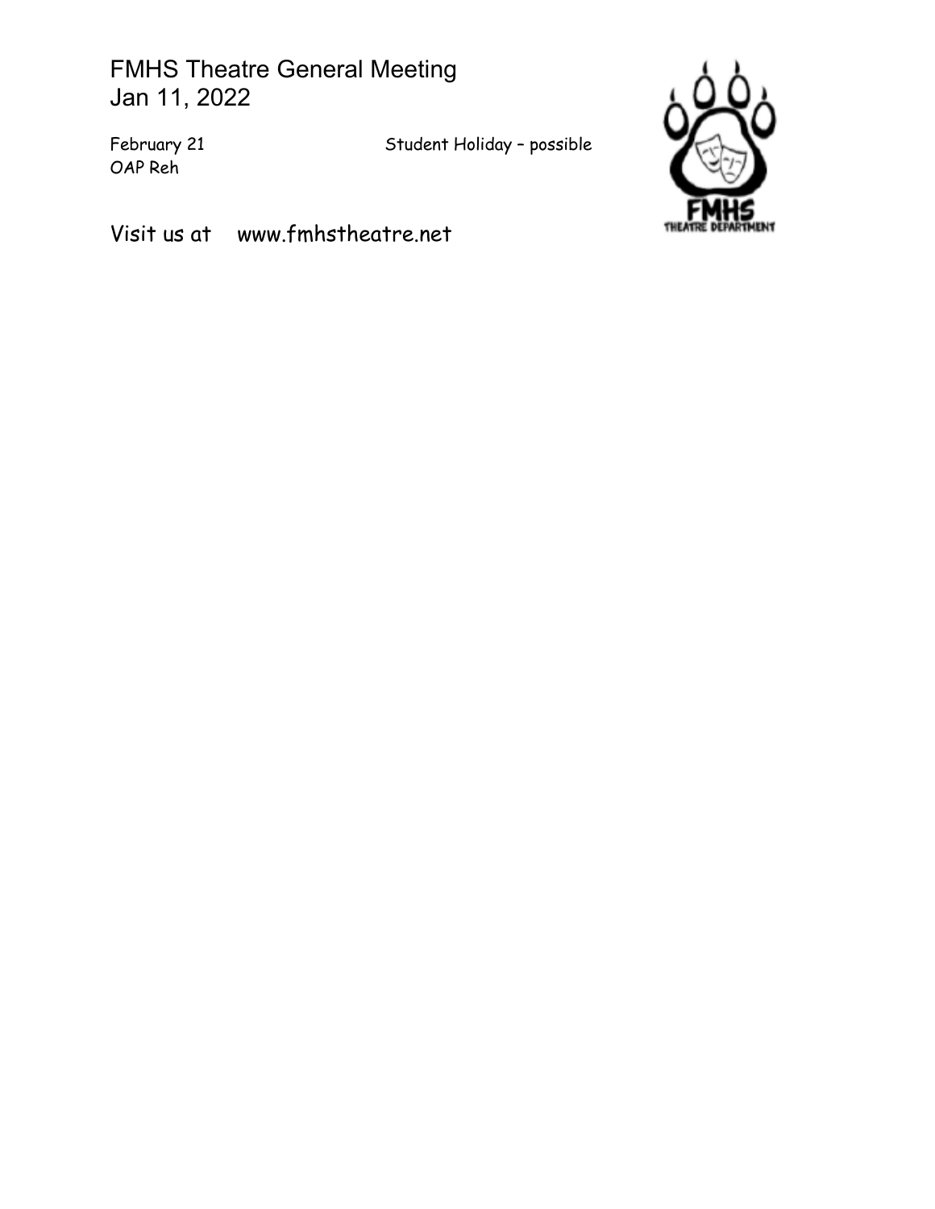| | |
|---|---|
| February 21 | Student Holiday – possible |
| OAP Reh | |

Visit us at www.fmhstheatre.net